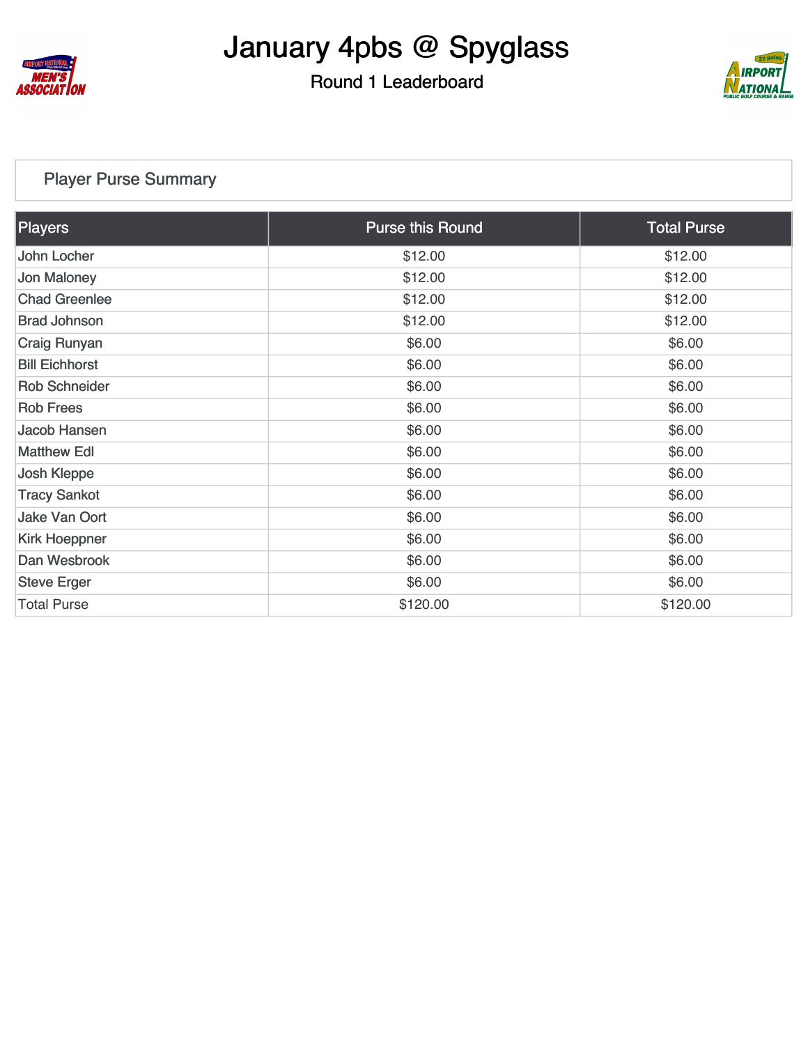# January 4pbs @ Spyglass

## Round 1 Leaderboard

### Player Purse Summary

| Players | Purse this Round | Total Purse |
|---|---|---|
| John Locher | $12.00 | $12.00 |
| Jon Maloney | $12.00 | $12.00 |
| Chad Greenlee | $12.00 | $12.00 |
| Brad Johnson | $12.00 | $12.00 |
| Craig Runyan | $6.00 | $6.00 |
| Bill Eichhorst | $6.00 | $6.00 |
| Rob Schneider | $6.00 | $6.00 |
| Rob Frees | $6.00 | $6.00 |
| Jacob Hansen | $6.00 | $6.00 |
| Matthew Edl | $6.00 | $6.00 |
| Josh Kleppe | $6.00 | $6.00 |
| Tracy Sankot | $6.00 | $6.00 |
| Jake Van Oort | $6.00 | $6.00 |
| Kirk Hoeppner | $6.00 | $6.00 |
| Dan Wesbrook | $6.00 | $6.00 |
| Steve Erger | $6.00 | $6.00 |
| Total Purse | $120.00 | $120.00 |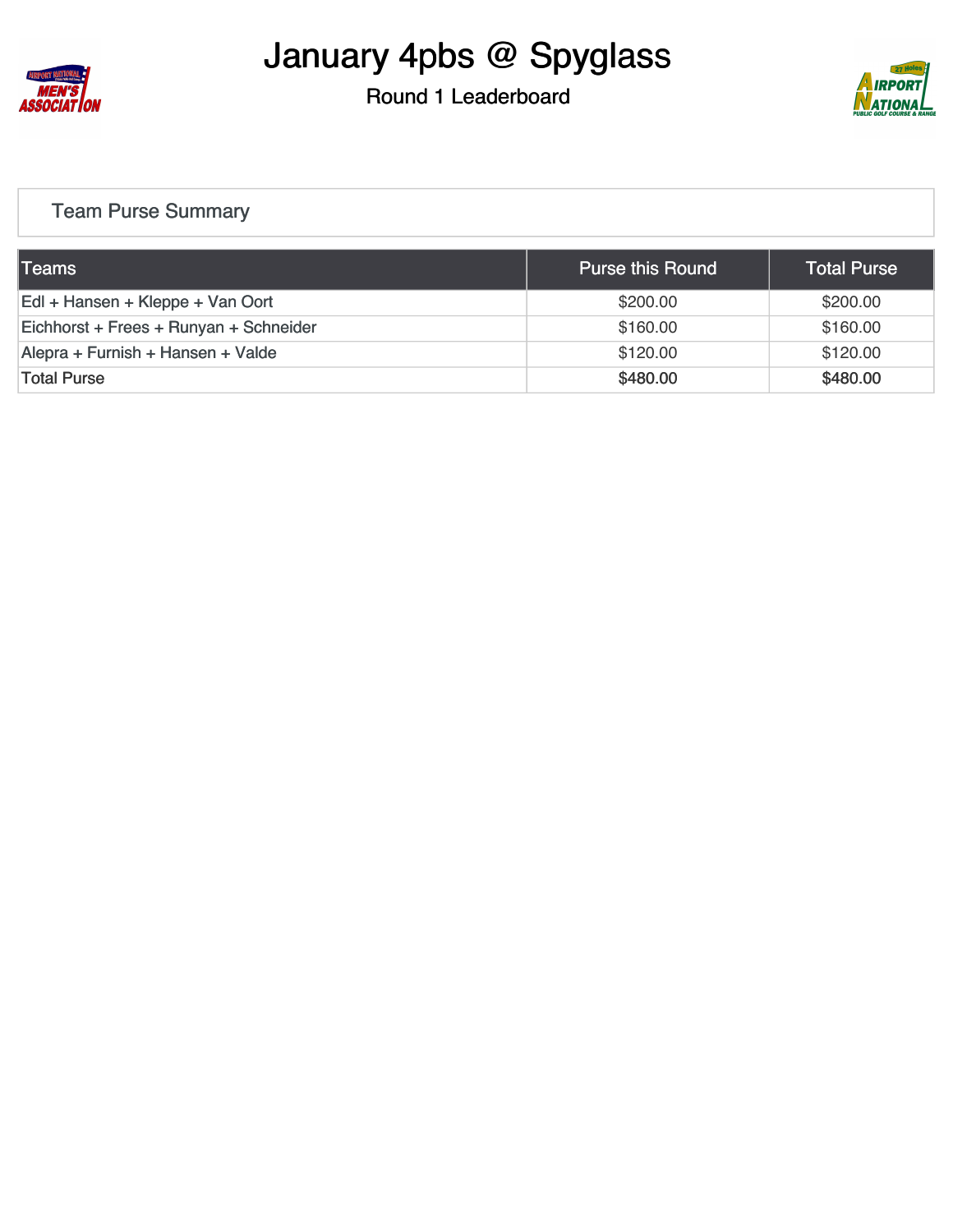# January 4pbs @ Spyglass

## Round 1 Leaderboard

### Team Purse Summary

| Teams | Purse this Round | Total Purse |
|---|---|---|
| Edl + Hansen + Kleppe + Van Oort | $200.00 | $200.00 |
| Eichhorst + Frees + Runyan + Schneider | $160.00 | $160.00 |
| Alepra + Furnish + Hansen + Valde | $120.00 | $120.00 |
| Total Purse | $480.00 | $480.00 |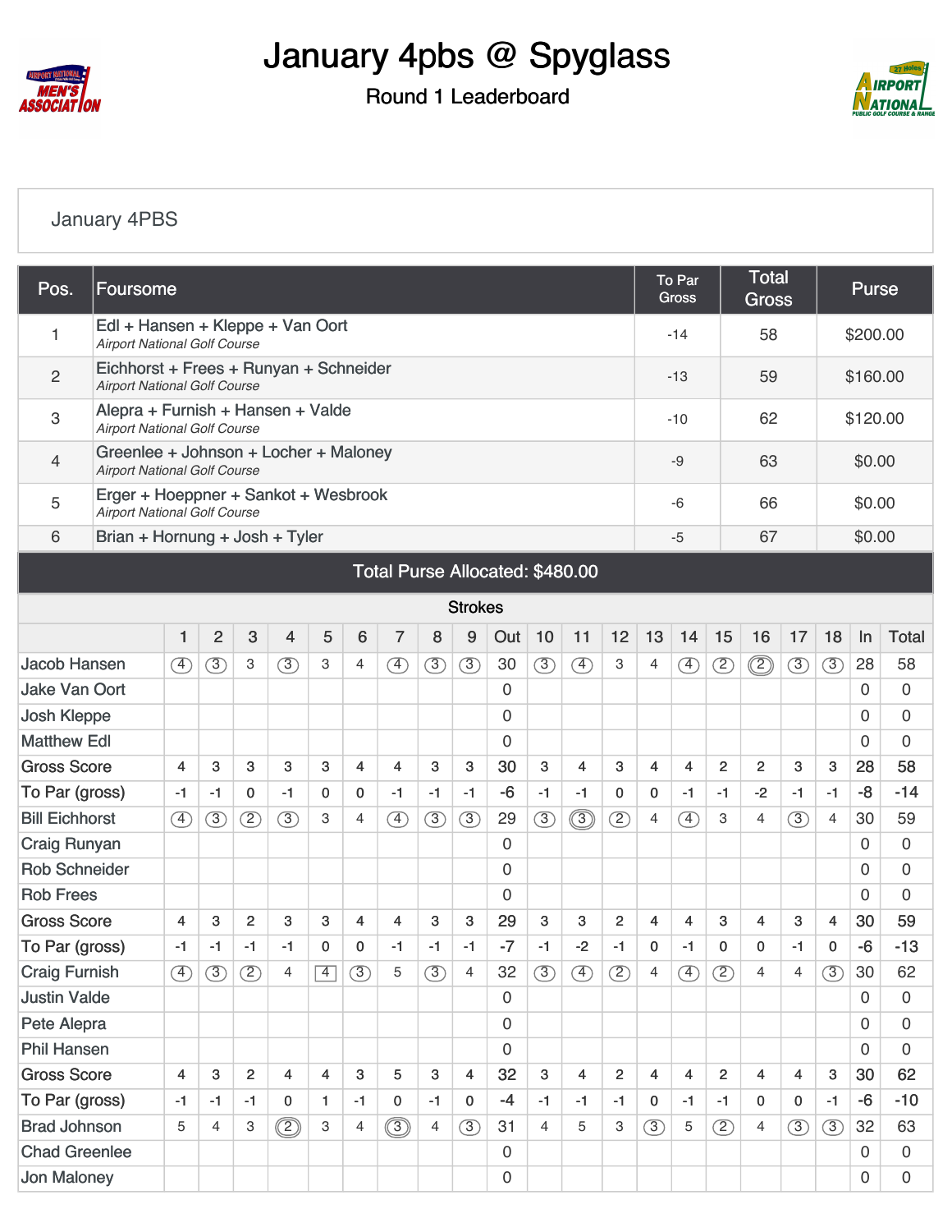# January 4pbs @ Spyglass

## Round 1 Leaderboard

January 4PBS

| Pos. | Foursome | To Par Gross | Total Gross | Purse |
|---|---|---|---|---|
| 1 | Edl + Hansen + Kleppe + Van Oort<br>*Airport National Golf Course* | -14 | 58 | $200.00 |
| 2 | Eichhorst + Frees + Runyan + Schneider<br>*Airport National Golf Course* | -13 | 59 | $160.00 |
| 3 | Alepra + Furnish + Hansen + Valde<br>*Airport National Golf Course* | -10 | 62 | $120.00 |
| 4 | Greenlee + Johnson + Locher + Maloney<br>*Airport National Golf Course* | -9 | 63 | $0.00 |
| 5 | Erger + Hoeppner + Sankot + Wesbrook<br>*Airport National Golf Course* | -6 | 66 | $0.00 |
| 6 | Brian + Hornung + Josh + Tyler | -5 | 67 | $0.00 |

Total Purse Allocated: $480.00

Strokes

| | 1 | 2 | 3 | 4 | 5 | 6 | 7 | 8 | 9 | Out | 10 | 11 | 12 | 13 | 14 | 15 | 16 | 17 | 18 | In | Total |
|---|---|---|---|---|---|---|---|---|---|---|---|---|---|---|---|---|---|---|---|---|---|
| Jacob Hansen | 4 | 3 | 3 | 3 | 3 | 4 | 4 | 3 | 3 | 30 | 3 | 4 | 3 | 4 | 4 | 2 | 2 | 3 | 3 | 28 | 58 |
| Jake Van Oort | | | | | | | | | | 0 | | | | | | | | | | 0 | 0 |
| Josh Kleppe | | | | | | | | | | 0 | | | | | | | | | | 0 | 0 |
| Matthew Edl | | | | | | | | | | 0 | | | | | | | | | | 0 | 0 |
| Gross Score | 4 | 3 | 3 | 3 | 3 | 4 | 4 | 3 | 3 | 30 | 3 | 4 | 3 | 4 | 4 | 2 | 2 | 3 | 3 | 28 | 58 |
| To Par (gross) | -1 | -1 | 0 | -1 | 0 | 0 | -1 | -1 | -1 | -6 | -1 | -1 | 0 | 0 | -1 | -1 | -2 | -1 | -1 | -8 | -14 |
| Bill Eichhorst | 4 | 3 | 2 | 3 | 3 | 4 | 4 | 3 | 3 | 29 | 3 | 3 | 2 | 4 | 4 | 3 | 4 | 3 | 4 | 30 | 59 |
| Craig Runyan | | | | | | | | | | 0 | | | | | | | | | | 0 | 0 |
| Rob Schneider | | | | | | | | | | 0 | | | | | | | | | | 0 | 0 |
| Rob Frees | | | | | | | | | | 0 | | | | | | | | | | 0 | 0 |
| Gross Score | 4 | 3 | 2 | 3 | 3 | 4 | 4 | 3 | 3 | 29 | 3 | 3 | 2 | 4 | 4 | 3 | 4 | 3 | 4 | 30 | 59 |
| To Par (gross) | -1 | -1 | -1 | -1 | 0 | 0 | -1 | -1 | -1 | -7 | -1 | -2 | -1 | 0 | -1 | 0 | 0 | -1 | 0 | -6 | -13 |
| Craig Furnish | 4 | 3 | 2 | 4 | 4 | 3 | 5 | 3 | 4 | 32 | 3 | 4 | 2 | 4 | 4 | 2 | 4 | 4 | 3 | 30 | 62 |
| Justin Valde | | | | | | | | | | 0 | | | | | | | | | | 0 | 0 |
| Pete Alepra | | | | | | | | | | 0 | | | | | | | | | | 0 | 0 |
| Phil Hansen | | | | | | | | | | 0 | | | | | | | | | | 0 | 0 |
| Gross Score | 4 | 3 | 2 | 4 | 4 | 3 | 5 | 3 | 4 | 32 | 3 | 4 | 2 | 4 | 4 | 2 | 4 | 4 | 3 | 30 | 62 |
| To Par (gross) | -1 | -1 | -1 | 0 | 1 | -1 | 0 | -1 | 0 | -4 | -1 | -1 | -1 | 0 | -1 | -1 | 0 | 0 | -1 | -6 | -10 |
| Brad Johnson | 5 | 4 | 3 | 2 | 3 | 4 | 3 | 4 | 3 | 31 | 4 | 5 | 3 | 3 | 5 | 2 | 4 | 3 | 3 | 32 | 63 |
| Chad Greenlee | | | | | | | | | | 0 | | | | | | | | | | 0 | 0 |
| Jon Maloney | | | | | | | | | | 0 | | | | | | | | | | 0 | 0 |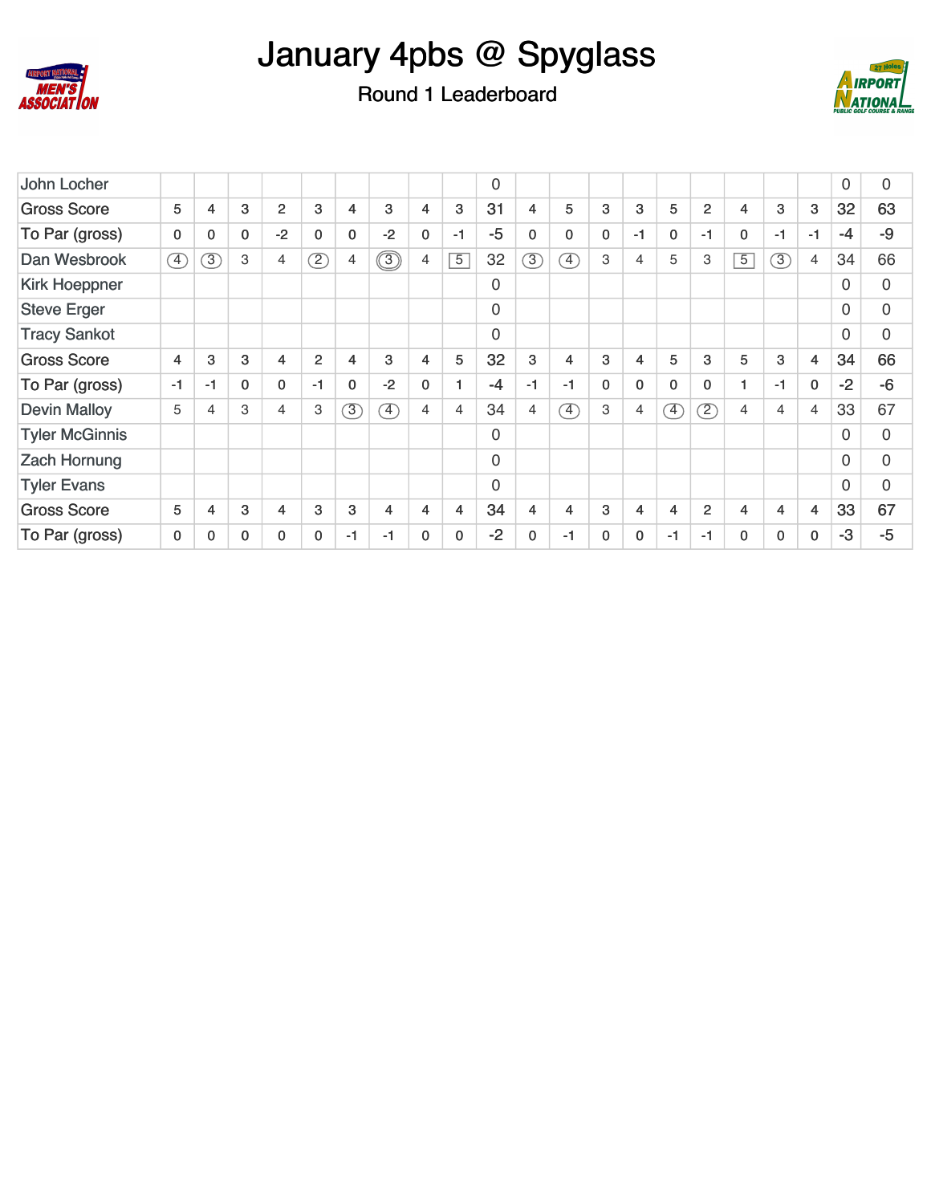# January 4pbs @ Spyglass

## Round 1 Leaderboard

| | | | | | | | | | | | | | | | | | | | | | |
|---|---|---|---|---|---|---|---|---|---|---|---|---|---|---|---|---|---|---|---|---|---|
| John Locher | | | | | | | | | | 0 | | | | | | | | | | 0 | 0 |
| Gross Score | 5 | 4 | 3 | 2 | 3 | 4 | 3 | 4 | 3 | 31 | 4 | 5 | 3 | 3 | 5 | 2 | 4 | 3 | 3 | 32 | 63 |
| To Par (gross) | 0 | 0 | 0 | -2 | 0 | 0 | -2 | 0 | -1 | -5 | 0 | 0 | 0 | -1 | 0 | -1 | 0 | -1 | -1 | -4 | -9 |
| Dan Wesbrook | 4 | 3 | 3 | 4 | 2 | 4 | 3 | 4 | 5 | 32 | 3 | 4 | 3 | 4 | 5 | 3 | 5 | 3 | 4 | 34 | 66 |
| Kirk Hoeppner | | | | | | | | | | 0 | | | | | | | | | | 0 | 0 |
| Steve Erger | | | | | | | | | | 0 | | | | | | | | | | 0 | 0 |
| Tracy Sankot | | | | | | | | | | 0 | | | | | | | | | | 0 | 0 |
| Gross Score | 4 | 3 | 3 | 4 | 2 | 4 | 3 | 4 | 5 | 32 | 3 | 4 | 3 | 4 | 5 | 3 | 5 | 3 | 4 | 34 | 66 |
| To Par (gross) | -1 | -1 | 0 | 0 | -1 | 0 | -2 | 0 | 1 | -4 | -1 | -1 | 0 | 0 | 0 | 0 | 1 | -1 | 0 | -2 | -6 |
| Devin Malloy | 5 | 4 | 3 | 4 | 3 | 3 | 4 | 4 | 4 | 34 | 4 | 4 | 3 | 4 | 4 | 2 | 4 | 4 | 4 | 33 | 67 |
| Tyler McGinnis | | | | | | | | | | 0 | | | | | | | | | | 0 | 0 |
| Zach Hornung | | | | | | | | | | 0 | | | | | | | | | | 0 | 0 |
| Tyler Evans | | | | | | | | | | 0 | | | | | | | | | | 0 | 0 |
| Gross Score | 5 | 4 | 3 | 4 | 3 | 3 | 4 | 4 | 4 | 34 | 4 | 4 | 3 | 4 | 4 | 2 | 4 | 4 | 4 | 33 | 67 |
| To Par (gross) | 0 | 0 | 0 | 0 | 0 | -1 | -1 | 0 | 0 | -2 | 0 | -1 | 0 | 0 | -1 | -1 | 0 | 0 | 0 | -3 | -5 |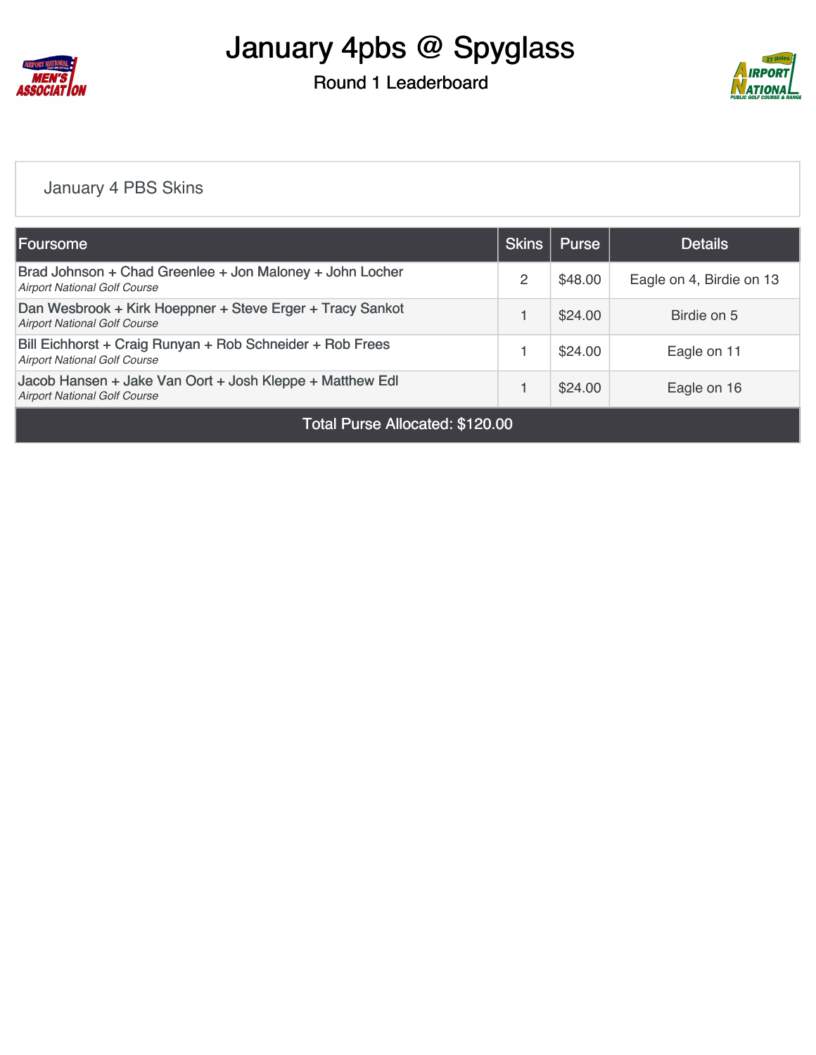# January 4pbs @ Spyglass

## Round 1 Leaderboard

January 4 PBS Skins

| Foursome | Skins | Purse | Details |
|---|---|---|---|
| Brad Johnson + Chad Greenlee + Jon Maloney + John Locher<br>*Airport National Golf Course* | 2 | $48.00 | Eagle on 4, Birdie on 13 |
| Dan Wesbrook + Kirk Hoeppner + Steve Erger + Tracy Sankot<br>*Airport National Golf Course* | 1 | $24.00 | Birdie on 5 |
| Bill Eichhorst + Craig Runyan + Rob Schneider + Rob Frees<br>*Airport National Golf Course* | 1 | $24.00 | Eagle on 11 |
| Jacob Hansen + Jake Van Oort + Josh Kleppe + Matthew Edl<br>*Airport National Golf Course* | 1 | $24.00 | Eagle on 16 |
| Total Purse Allocated: $120.00 | | | |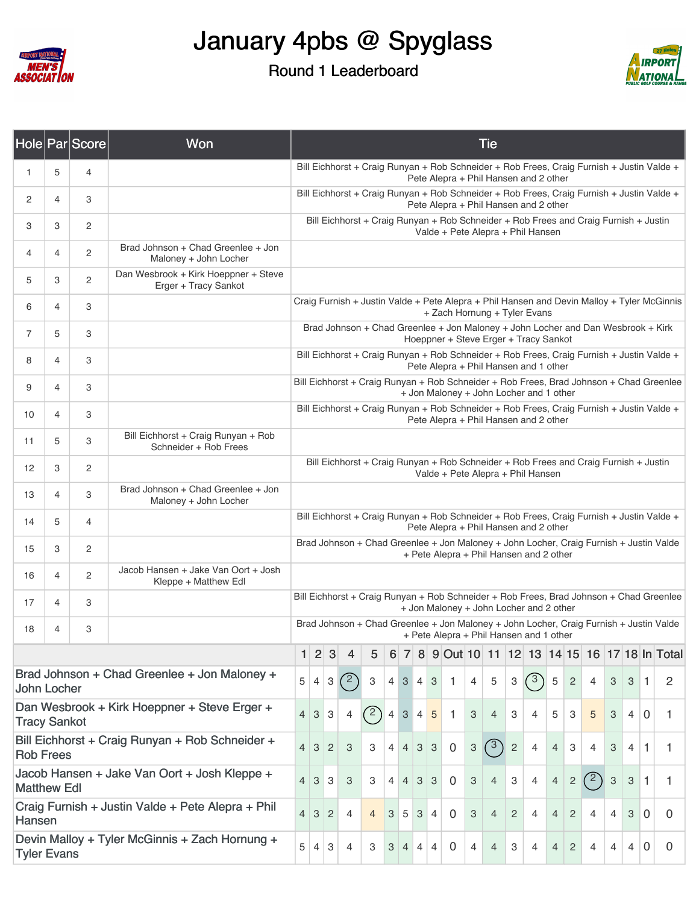# January 4pbs @ Spyglass

## Round 1 Leaderboard

| Hole | Par | Score | Won | Tie |
|---|---|---|---|---|
| 1 | 5 | 4 | | Bill Eichhorst + Craig Runyan + Rob Schneider + Rob Frees, Craig Furnish + Justin Valde + Pete Alepra + Phil Hansen and 2 other |
| 2 | 4 | 3 | | Bill Eichhorst + Craig Runyan + Rob Schneider + Rob Frees, Craig Furnish + Justin Valde + Pete Alepra + Phil Hansen and 2 other |
| 3 | 3 | 2 | | Bill Eichhorst + Craig Runyan + Rob Schneider + Rob Frees and Craig Furnish + Justin Valde + Pete Alepra + Phil Hansen |
| 4 | 4 | 2 | Brad Johnson + Chad Greenlee + Jon Maloney + John Locher | |
| 5 | 3 | 2 | Dan Wesbrook + Kirk Hoeppner + Steve Erger + Tracy Sankot | |
| 6 | 4 | 3 | | Craig Furnish + Justin Valde + Pete Alepra + Phil Hansen and Devin Malloy + Tyler McGinnis + Zach Hornung + Tyler Evans |
| 7 | 5 | 3 | | Brad Johnson + Chad Greenlee + Jon Maloney + John Locher and Dan Wesbrook + Kirk Hoeppner + Steve Erger + Tracy Sankot |
| 8 | 4 | 3 | | Bill Eichhorst + Craig Runyan + Rob Schneider + Rob Frees, Craig Furnish + Justin Valde + Pete Alepra + Phil Hansen and 1 other |
| 9 | 4 | 3 | | Bill Eichhorst + Craig Runyan + Rob Schneider + Rob Frees, Brad Johnson + Chad Greenlee + Jon Maloney + John Locher and 1 other |
| 10 | 4 | 3 | | Bill Eichhorst + Craig Runyan + Rob Schneider + Rob Frees, Craig Furnish + Justin Valde + Pete Alepra + Phil Hansen and 2 other |
| 11 | 5 | 3 | Bill Eichhorst + Craig Runyan + Rob Schneider + Rob Frees | |
| 12 | 3 | 2 | | Bill Eichhorst + Craig Runyan + Rob Schneider + Rob Frees and Craig Furnish + Justin Valde + Pete Alepra + Phil Hansen |
| 13 | 4 | 3 | Brad Johnson + Chad Greenlee + Jon Maloney + John Locher | |
| 14 | 5 | 4 | | Bill Eichhorst + Craig Runyan + Rob Schneider + Rob Frees, Craig Furnish + Justin Valde + Pete Alepra + Phil Hansen and 2 other |
| 15 | 3 | 2 | | Brad Johnson + Chad Greenlee + Jon Maloney + John Locher, Craig Furnish + Justin Valde + Pete Alepra + Phil Hansen and 2 other |
| 16 | 4 | 2 | Jacob Hansen + Jake Van Oort + Josh Kleppe + Matthew Edl | |
| 17 | 4 | 3 | | Bill Eichhorst + Craig Runyan + Rob Schneider + Rob Frees, Brad Johnson + Chad Greenlee + Jon Maloney + John Locher and 2 other |
| 18 | 4 | 3 | | Brad Johnson + Chad Greenlee + Jon Maloney + John Locher, Craig Furnish + Justin Valde + Pete Alepra + Phil Hansen and 1 other |

| | 1 | 2 | 3 | 4 | 5 | 6 | 7 | 8 | 9 | Out | 10 | 11 | 12 | 13 | 14 | 15 | 16 | 17 | 18 | In | Total |
|---|---|---|---|---|---|---|---|---|---|---|---|---|---|---|---|---|---|---|---|---|---|
| Brad Johnson + Chad Greenlee + Jon Maloney + John Locher | 5 | 4 | 3 | 2 | 3 | 4 | 3 | 4 | 3 | 1 | 4 | 5 | 3 | 3 | 5 | 2 | 4 | 3 | 3 | 1 | 2 |
| Dan Wesbrook + Kirk Hoeppner + Steve Erger + Tracy Sankot | 4 | 3 | 3 | 4 | 2 | 4 | 3 | 4 | 5 | 1 | 3 | 4 | 3 | 4 | 5 | 3 | 5 | 3 | 4 | 0 | 1 |
| Bill Eichhorst + Craig Runyan + Rob Schneider + Rob Frees | 4 | 3 | 2 | 3 | 3 | 4 | 4 | 3 | 3 | 0 | 3 | 3 | 2 | 4 | 4 | 3 | 4 | 3 | 4 | 1 | 1 |
| Jacob Hansen + Jake Van Oort + Josh Kleppe + Matthew Edl | 4 | 3 | 3 | 3 | 3 | 4 | 4 | 3 | 3 | 0 | 3 | 4 | 3 | 4 | 4 | 2 | 2 | 3 | 3 | 1 | 1 |
| Craig Furnish + Justin Valde + Pete Alepra + Phil Hansen | 4 | 3 | 2 | 4 | 4 | 3 | 5 | 3 | 4 | 0 | 3 | 4 | 2 | 4 | 4 | 2 | 4 | 4 | 3 | 0 | 0 |
| Devin Malloy + Tyler McGinnis + Zach Hornung + Tyler Evans | 5 | 4 | 3 | 4 | 3 | 3 | 4 | 4 | 4 | 0 | 4 | 4 | 3 | 4 | 4 | 2 | 4 | 4 | 4 | 0 | 0 |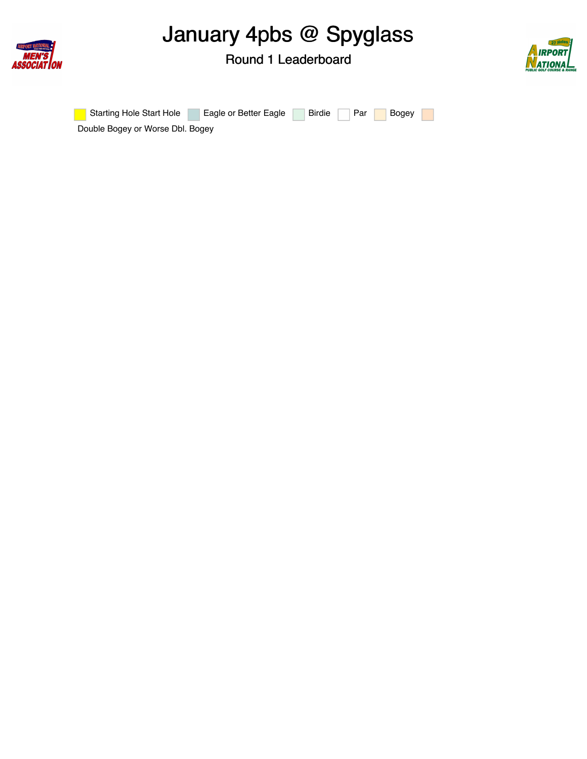# January 4pbs @ Spyglass

## Round 1 Leaderboard

Starting Hole Start Hole Eagle or Better Eagle Birdie Par Bogey Double Bogey or Worse Dbl. Bogey